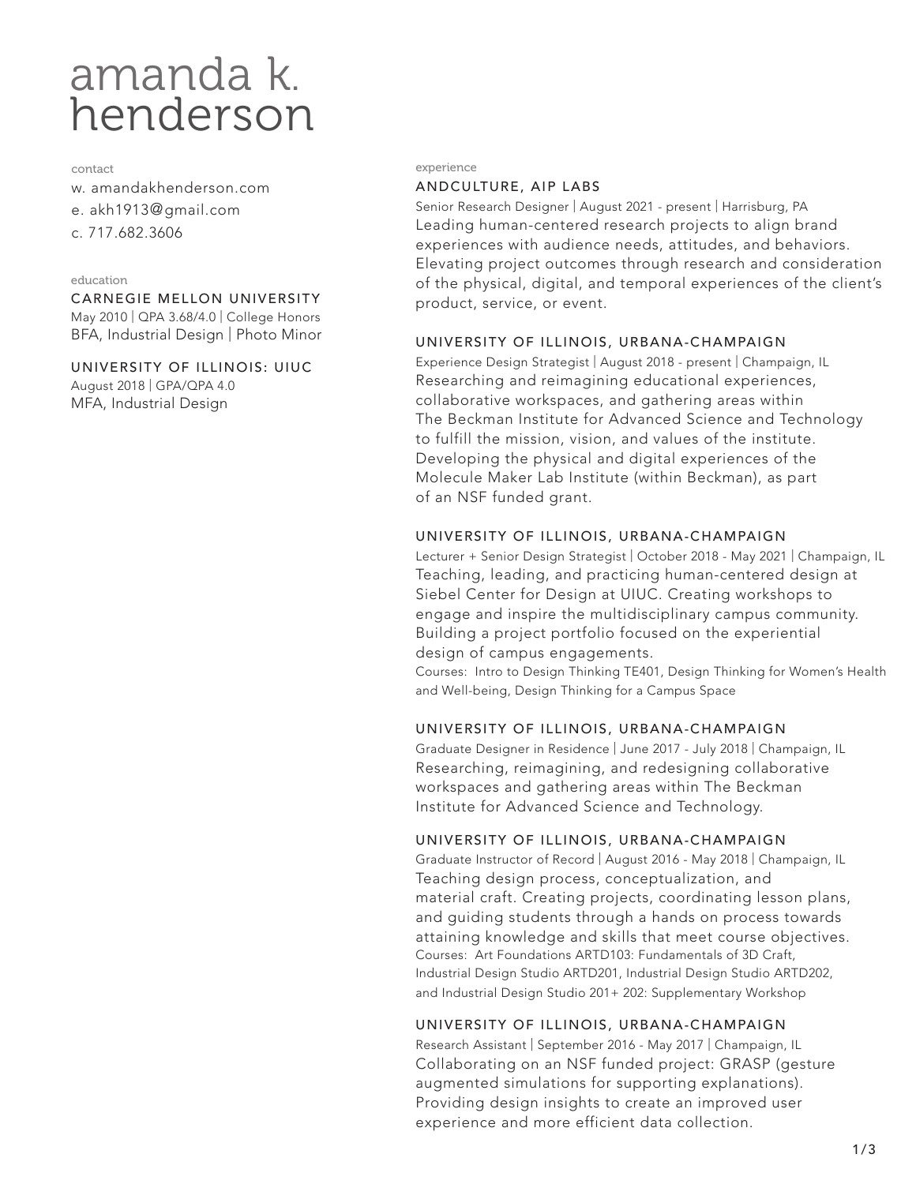# amanda k. henderson

## contact

w. amandakhenderson.com

e. akh1913@gmail.com

c. 717.682.3606

## education

### CARNEGIE MELLON UNIVERSITY

May 2010 | QPA 3.68/4.0 | College Honors

BFA, Industrial Design | Photo Minor

### UNIVERSITY OF ILLINOIS: UIUC

August 2018 | GPA/QPA 4.0

MFA, Industrial Design

## experience

### ANDCULTURE, AIP LABS

Senior Research Designer | August 2021 - present | Harrisburg, PA

Leading human-centered research projects to align brand experiences with audience needs, attitudes, and behaviors. Elevating project outcomes through research and consideration of the physical, digital, and temporal experiences of the client's product, service, or event.

### UNIVERSITY OF ILLINOIS, URBANA-CHAMPAIGN

Experience Design Strategist | August 2018 - present | Champaign, IL

Researching and reimagining educational experiences, collaborative workspaces, and gathering areas within The Beckman Institute for Advanced Science and Technology to fulfill the mission, vision, and values of the institute. Developing the physical and digital experiences of the Molecule Maker Lab Institute (within Beckman), as part of an NSF funded grant.

### UNIVERSITY OF ILLINOIS, URBANA-CHAMPAIGN

Lecturer + Senior Design Strategist | October 2018 - May 2021 | Champaign, IL

Teaching, leading, and practicing human-centered design at Siebel Center for Design at UIUC. Creating workshops to engage and inspire the multidisciplinary campus community. Building a project portfolio focused on the experiential design of campus engagements.

Courses: Intro to Design Thinking TE401, Design Thinking for Women's Health and Well-being, Design Thinking for a Campus Space

### UNIVERSITY OF ILLINOIS, URBANA-CHAMPAIGN

Graduate Designer in Residence | June 2017 - July 2018 | Champaign, IL

Researching, reimagining, and redesigning collaborative workspaces and gathering areas within The Beckman Institute for Advanced Science and Technology.

### UNIVERSITY OF ILLINOIS, URBANA-CHAMPAIGN

Graduate Instructor of Record | August 2016 - May 2018 | Champaign, IL

Teaching design process, conceptualization, and material craft. Creating projects, coordinating lesson plans, and guiding students through a hands on process towards attaining knowledge and skills that meet course objectives.

Courses: Art Foundations ARTD103: Fundamentals of 3D Craft, Industrial Design Studio ARTD201, Industrial Design Studio ARTD202, and Industrial Design Studio 201+ 202: Supplementary Workshop

### UNIVERSITY OF ILLINOIS, URBANA-CHAMPAIGN

Research Assistant | September 2016 - May 2017 | Champaign, IL

Collaborating on an NSF funded project: GRASP (gesture augmented simulations for supporting explanations). Providing design insights to create an improved user experience and more efficient data collection.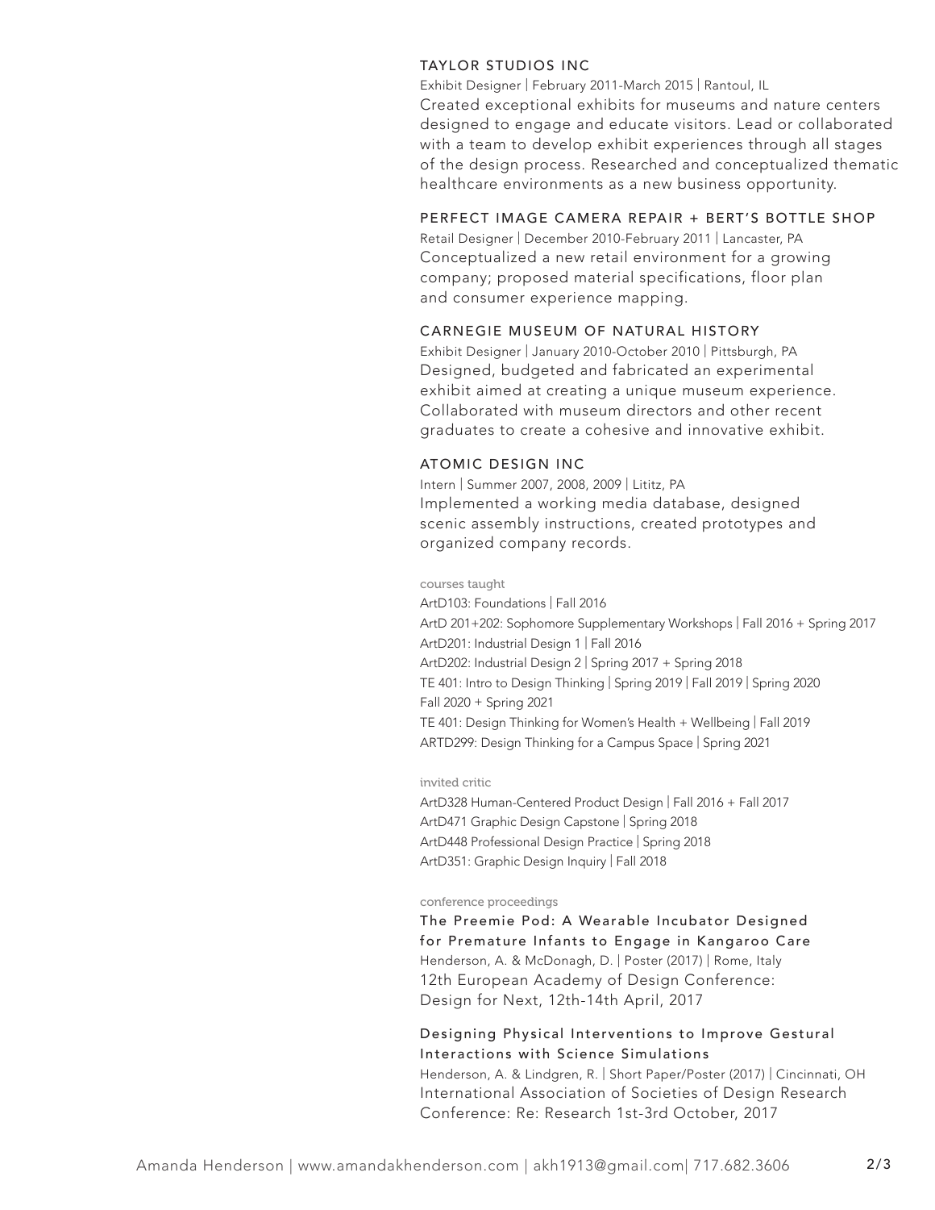### TAYLOR STUDIOS INC

Exhibit Designer | February 2011-March 2015 | Rantoul, IL

Created exceptional exhibits for museums and nature centers designed to engage and educate visitors. Lead or collaborated with a team to develop exhibit experiences through all stages of the design process. Researched and conceptualized thematic healthcare environments as a new business opportunity.

### PERFECT IMAGE CAMERA REPAIR + BERT'S BOTTLE SHOP

Retail Designer | December 2010-February 2011 | Lancaster, PA

Conceptualized a new retail environment for a growing company; proposed material specifications, floor plan and consumer experience mapping.

### CARNEGIE MUSEUM OF NATURAL HISTORY

Exhibit Designer | January 2010-October 2010 | Pittsburgh, PA

Designed, budgeted and fabricated an experimental exhibit aimed at creating a unique museum experience. Collaborated with museum directors and other recent graduates to create a cohesive and innovative exhibit.

### ATOMIC DESIGN INC

Intern | Summer 2007, 2008, 2009 | Lititz, PA

Implemented a working media database, designed scenic assembly instructions, created prototypes and organized company records.

## courses taught

ArtD103: Foundations | Fall 2016
ArtD 201+202: Sophomore Supplementary Workshops | Fall 2016 + Spring 2017
ArtD201: Industrial Design 1 | Fall 2016
ArtD202: Industrial Design 2 | Spring 2017 + Spring 2018
TE 401: Intro to Design Thinking | Spring 2019 | Fall 2019 | Spring 2020
Fall 2020 + Spring 2021
TE 401: Design Thinking for Women's Health + Wellbeing | Fall 2019
ARTD299: Design Thinking for a Campus Space | Spring 2021

## invited critic

ArtD328 Human-Centered Product Design | Fall 2016 + Fall 2017
ArtD471 Graphic Design Capstone | Spring 2018
ArtD448 Professional Design Practice | Spring 2018
ArtD351: Graphic Design Inquiry | Fall 2018

## conference proceedings

**The Preemie Pod: A Wearable Incubator Designed for Premature Infants to Engage in Kangaroo Care**

Henderson, A. & McDonagh, D. | Poster (2017) | Rome, Italy

12th European Academy of Design Conference: Design for Next, 12th-14th April, 2017

**Designing Physical Interventions to Improve Gestural Interactions with Science Simulations**

Henderson, A. & Lindgren, R. | Short Paper/Poster (2017) | Cincinnati, OH

International Association of Societies of Design Research Conference: Re: Research 1st-3rd October, 2017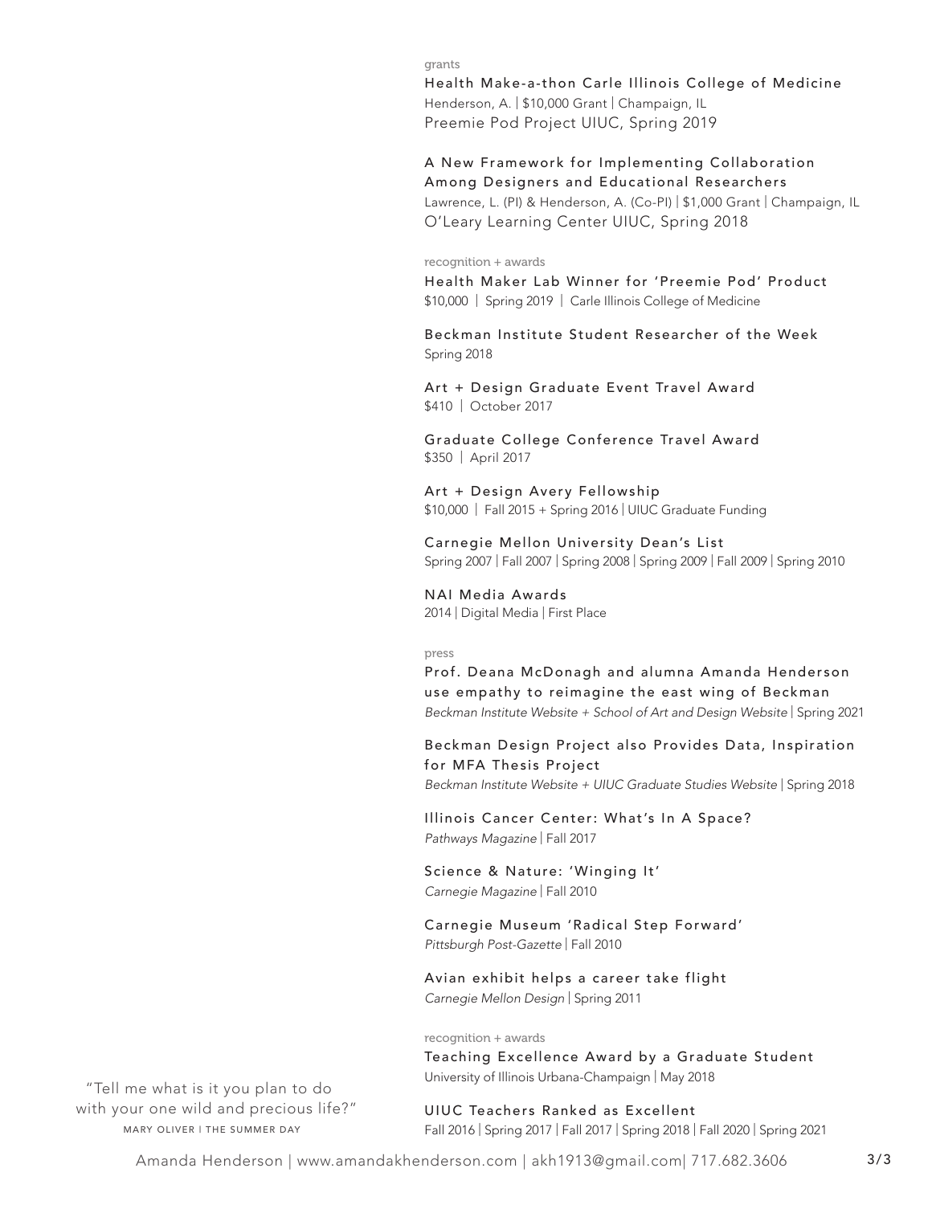## grants

**Health Make-a-thon Carle Illinois College of Medicine**
Henderson, A. | $10,000 Grant | Champaign, IL
Preemie Pod Project UIUC, Spring 2019

**A New Framework for Implementing Collaboration Among Designers and Educational Researchers**
Lawrence, L. (PI) & Henderson, A. (Co-PI) | $1,000 Grant | Champaign, IL
O'Leary Learning Center UIUC, Spring 2018

## recognition + awards

**Health Maker Lab Winner for 'Preemie Pod' Product**
$10,000 | Spring 2019 | Carle Illinois College of Medicine

**Beckman Institute Student Researcher of the Week**
Spring 2018

**Art + Design Graduate Event Travel Award**
$410 | October 2017

**Graduate College Conference Travel Award**
$350 | April 2017

**Art + Design Avery Fellowship**
$10,000 | Fall 2015 + Spring 2016 | UIUC Graduate Funding

**Carnegie Mellon University Dean's List**
Spring 2007 | Fall 2007 | Spring 2008 | Spring 2009 | Fall 2009 | Spring 2010

**NAI Media Awards**
2014 | Digital Media | First Place

## press

**Prof. Deana McDonagh and alumna Amanda Henderson use empathy to reimagine the east wing of Beckman**
*Beckman Institute Website + School of Art and Design Website* | Spring 2021

**Beckman Design Project also Provides Data, Inspiration for MFA Thesis Project**
*Beckman Institute Website + UIUC Graduate Studies Website* | Spring 2018

**Illinois Cancer Center: What's In A Space?**
*Pathways Magazine* | Fall 2017

**Science & Nature: 'Winging It'**
*Carnegie Magazine* | Fall 2010

**Carnegie Museum 'Radical Step Forward'**
*Pittsburgh Post-Gazette* | Fall 2010

**Avian exhibit helps a career take flight**
*Carnegie Mellon Design* | Spring 2011

## recognition + awards

**Teaching Excellence Award by a Graduate Student**
University of Illinois Urbana-Champaign | May 2018

**UIUC Teachers Ranked as Excellent**
Fall 2016 | Spring 2017 | Fall 2017 | Spring 2018 | Fall 2020 | Spring 2021

"Tell me what is it you plan to do with your one wild and precious life?"
MARY OLIVER | THE SUMMER DAY

Amanda Henderson | www.amandakhenderson.com | akh1913@gmail.com| 717.682.3606